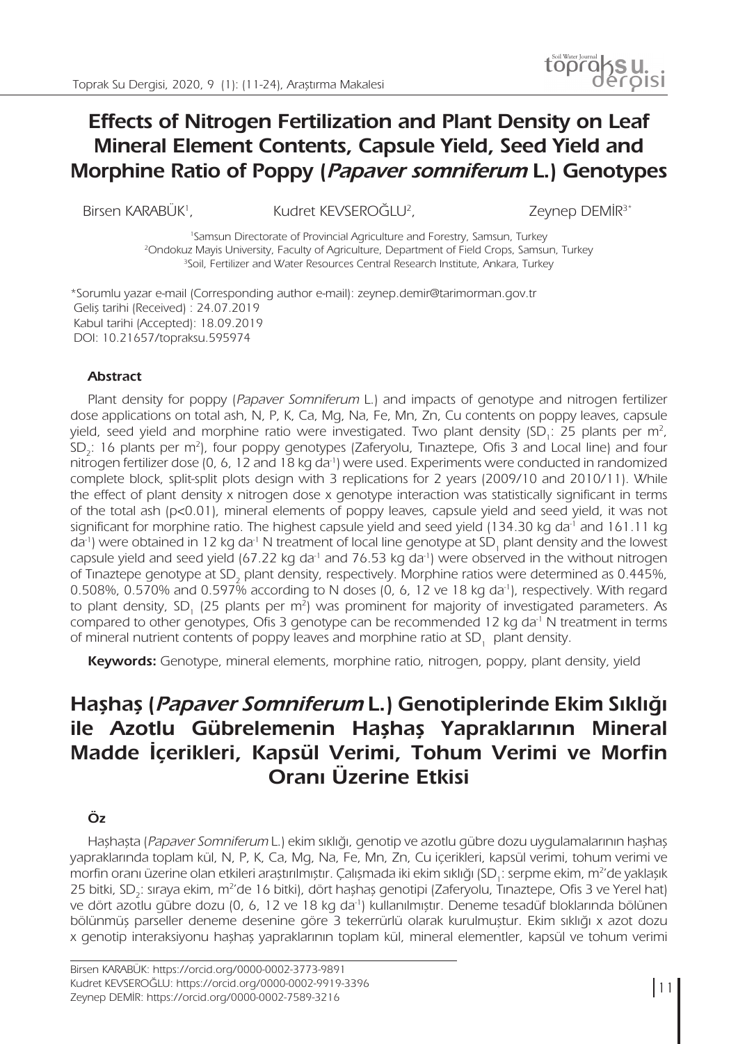# Effects of Nitrogen Fertilization and Plant Density on Leaf Mineral Element Contents, Capsule Yield, Seed Yield and Morphine Ratio of Poppy (*Papaver somniferum* L.) Genotypes

Birsen KARABÜK[1], Kudret KEVSEROĞLU[2], Zeynep DEMİR[3*]

[1]Samsun Directorate of Provincial Agriculture and Forestry, Samsun, Turkey
[2]Ondokuz Mayis University, Faculty of Agriculture, Department of Field Crops, Samsun, Turkey
[3]Soil, Fertilizer and Water Resources Central Research Institute, Ankara, Turkey

*Sorumlu yazar e-mail (Corresponding author e-mail): zeynep.demir@tarimorman.gov.tr
Geliş tarihi (Received) : 24.07.2019
Kabul tarihi (Accepted): 18.09.2019
DOI: 10.21657/topraksu.595974

### Abstract

Plant density for poppy (*Papaver Somniferum* L.) and impacts of genotype and nitrogen fertilizer dose applications on total ash, N, P, K, Ca, Mg, Na, Fe, Mn, Zn, Cu contents on poppy leaves, capsule yield, seed yield and morphine ratio were investigated. Two plant density ($SD_1$: 25 plants per $m^2$, $SD_2$: 16 plants per $m^2$), four poppy genotypes (Zaferyolu, Tınaztepe, Ofis 3 and Local line) and four nitrogen fertilizer dose (0, 6, 12 and 18 kg $da^{-1}$) were used. Experiments were conducted in randomized complete block, split-split plots design with 3 replications for 2 years (2009/10 and 2010/11). While the effect of plant density x nitrogen dose x genotype interaction was statistically significant in terms of the total ash ($p<0.01$), mineral elements of poppy leaves, capsule yield and seed yield, it was not significant for morphine ratio. The highest capsule yield and seed yield (134.30 kg $da^{-1}$ and 161.11 kg $da^{-1}$) were obtained in 12 kg $da^{-1}$ N treatment of local line genotype at $SD_1$ plant density and the lowest capsule yield and seed yield (67.22 kg $da^{-1}$ and 76.53 kg $da^{-1}$) were observed in the without nitrogen of Tınaztepe genotype at $SD_2$ plant density, respectively. Morphine ratios were determined as 0.445%, 0.508%, 0.570% and 0.597% according to N doses (0, 6, 12 ve 18 kg $da^{-1}$), respectively. With regard to plant density, $SD_1$ (25 plants per $m^2$) was prominent for majority of investigated parameters. As compared to other genotypes, Ofis 3 genotype can be recommended 12 kg $da^{-1}$ N treatment in terms of mineral nutrient contents of poppy leaves and morphine ratio at $SD_1$ plant density.

**Keywords:** Genotype, mineral elements, morphine ratio, nitrogen, poppy, plant density, yield

# Haşhaş (*Papaver Somniferum* L.) Genotiplerinde Ekim Sıklığı ile Azotlu Gübrelemenin Haşhaş Yapraklarının Mineral Madde İçerikleri, Kapsül Verimi, Tohum Verimi ve Morfin Oranı Üzerine Etkisi

### Öz

Haşhaşta (*Papaver Somniferum* L.) ekim sıklığı, genotip ve azotlu gübre dozu uygulamalarının haşhaş yapraklarında toplam kül, N, P, K, Ca, Mg, Na, Fe, Mn, Zn, Cu içerikleri, kapsül verimi, tohum verimi ve morfin oranı üzerine olan etkileri araştırılmıştır. Çalışmada iki ekim sıklığı ($SD_1$: serpme ekim, $m^2$'de yaklaşık 25 bitki, $SD_2$: sıraya ekim, $m^2$'de 16 bitki), dört haşhaş genotipi (Zaferyolu, Tınaztepe, Ofis 3 ve Yerel hat) ve dört azotlu gübre dozu (0, 6, 12 ve 18 kg $da^{-1}$) kullanılmıştır. Deneme tesadüf bloklarında bölünen bölünmüş parseller deneme desenine göre 3 tekerrürlü olarak kurulmuştur. Ekim sıklığı x azot dozu x genotip interaksiyonu haşhaş yapraklarının toplam kül, mineral elementler, kapsül ve tohum verimi

Birsen KARABÜK: https://orcid.org/0000-0002-3773-9891
Kudret KEVSEROĞLU: https://orcid.org/0000-0002-9919-3396
Zeynep DEMİR: https://orcid.org/0000-0002-7589-3216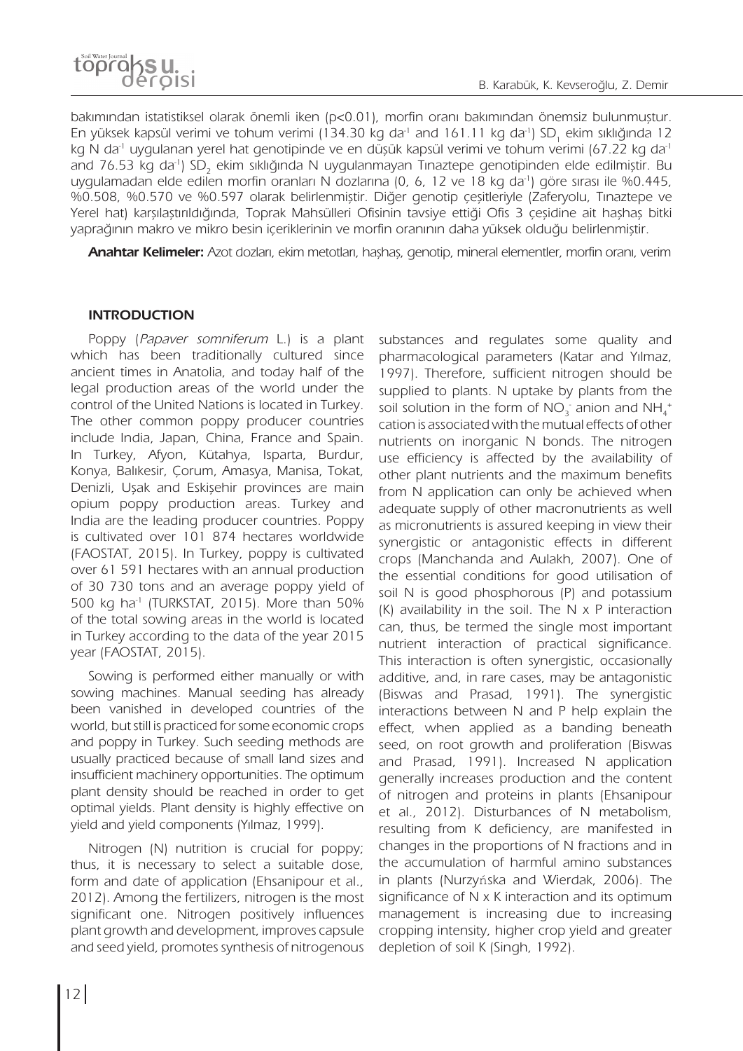bakımından istatistiksel olarak önemli iken ($p<0.01$), morfin oranı bakımından önemsiz bulunmuştur. En yüksek kapsül verimi ve tohum verimi (134.30 kg $da^{-1}$ and 161.11 kg $da^{-1}$) $SD_1$ ekim sıklığında 12 kg N $da^{-1}$ uygulanan yerel hat genotipinde ve en düşük kapsül verimi ve tohum verimi (67.22 kg $da^{-1}$ and 76.53 kg $da^{-1}$) $SD_2$ ekim sıklığında N uygulanmayan Tınaztepe genotipinden elde edilmiştir. Bu uygulamadan elde edilen morfin oranları N dozlarına (0, 6, 12 ve 18 kg $da^{-1}$) göre sırası ile %0.445, %0.508, %0.570 ve %0.597 olarak belirlenmiştir. Diğer genotip çeşitleriyle (Zaferyolu, Tınaztepe ve Yerel hat) karşılaştırıldığında, Toprak Mahsülleri Ofisinin tavsiye ettiği Ofis 3 çeşidine ait haşhaş bitki yaprağının makro ve mikro besin içeriklerinin ve morfin oranının daha yüksek olduğu belirlenmiştir.

**Anahtar Kelimeler:** *Azot dozları, ekim metotları, haşhaş, genotip, mineral elementler, morfin oranı, verim*

## INTRODUCTION

Poppy (*Papaver somniferum* L.) is a plant which has been traditionally cultured since ancient times in Anatolia, and today half of the legal production areas of the world under the control of the United Nations is located in Turkey. The other common poppy producer countries include India, Japan, China, France and Spain. In Turkey, Afyon, Kütahya, Isparta, Burdur, Konya, Balıkesir, Çorum, Amasya, Manisa, Tokat, Denizli, Uşak and Eskişehir provinces are main opium poppy production areas. Turkey and India are the leading producer countries. Poppy is cultivated over 101 874 hectares worldwide (FAOSTAT, 2015). In Turkey, poppy is cultivated over 61 591 hectares with an annual production of 30 730 tons and an average poppy yield of 500 kg $ha^{-1}$ (TURKSTAT, 2015). More than 50% of the total sowing areas in the world is located in Turkey according to the data of the year 2015 year (FAOSTAT, 2015).

Sowing is performed either manually or with sowing machines. Manual seeding has already been vanished in developed countries of the world, but still is practiced for some economic crops and poppy in Turkey. Such seeding methods are usually practiced because of small land sizes and insufficient machinery opportunities. The optimum plant density should be reached in order to get optimal yields. Plant density is highly effective on yield and yield components (Yılmaz, 1999).

Nitrogen (N) nutrition is crucial for poppy; thus, it is necessary to select a suitable dose, form and date of application (Ehsanipour et al., 2012). Among the fertilizers, nitrogen is the most significant one. Nitrogen positively influences plant growth and development, improves capsule and seed yield, promotes synthesis of nitrogenous substances and regulates some quality and pharmacological parameters (Katar and Yılmaz, 1997). Therefore, sufficient nitrogen should be supplied to plants. N uptake by plants from the soil solution in the form of $NO_3^-$ anion and $NH_4^+$ cation is associated with the mutual effects of other nutrients on inorganic N bonds. The nitrogen use efficiency is affected by the availability of other plant nutrients and the maximum benefits from N application can only be achieved when adequate supply of other macronutrients as well as micronutrients is assured keeping in view their synergistic or antagonistic effects in different crops (Manchanda and Aulakh, 2007). One of the essential conditions for good utilisation of soil N is good phosphorous (P) and potassium (K) availability in the soil. The N x P interaction can, thus, be termed the single most important nutrient interaction of practical significance. This interaction is often synergistic, occasionally additive, and, in rare cases, may be antagonistic (Biswas and Prasad, 1991). The synergistic interactions between N and P help explain the effect, when applied as a banding beneath seed, on root growth and proliferation (Biswas and Prasad, 1991). Increased N application generally increases production and the content of nitrogen and proteins in plants (Ehsanipour et al., 2012). Disturbances of N metabolism, resulting from K deficiency, are manifested in changes in the proportions of N fractions and in the accumulation of harmful amino substances in plants (Nurzyńska and Wierdak, 2006). The significance of N x K interaction and its optimum management is increasing due to increasing cropping intensity, higher crop yield and greater depletion of soil K (Singh, 1992).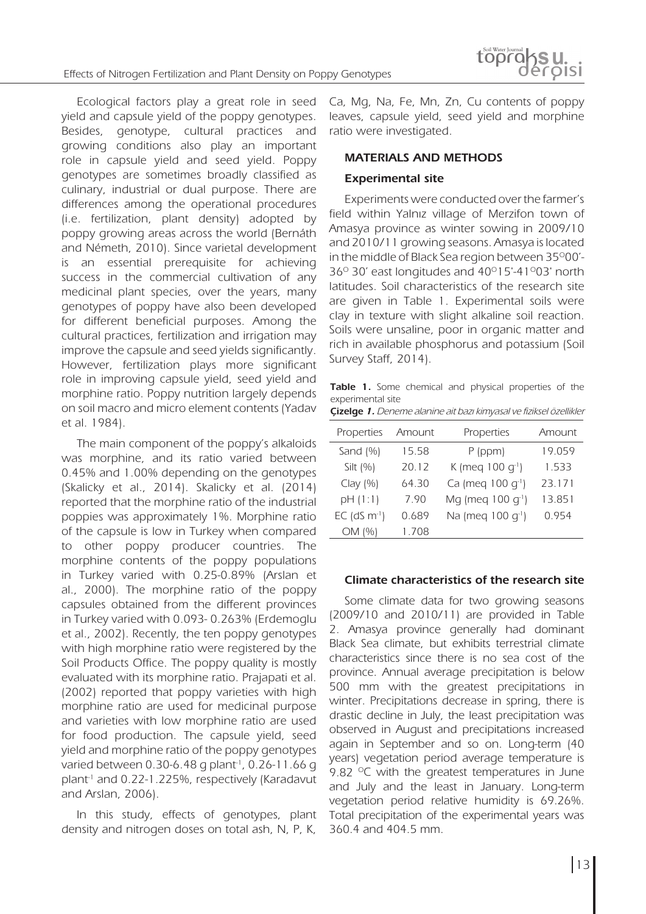Ecological factors play a great role in seed yield and capsule yield of the poppy genotypes. Besides, genotype, cultural practices and growing conditions also play an important role in capsule yield and seed yield. Poppy genotypes are sometimes broadly classified as culinary, industrial or dual purpose. There are differences among the operational procedures (i.e. fertilization, plant density) adopted by poppy growing areas across the world (Bernáth and Németh, 2010). Since varietal development is an essential prerequisite for achieving success in the commercial cultivation of any medicinal plant species, over the years, many genotypes of poppy have also been developed for different beneficial purposes. Among the cultural practices, fertilization and irrigation may improve the capsule and seed yields significantly. However, fertilization plays more significant role in improving capsule yield, seed yield and morphine ratio. Poppy nutrition largely depends on soil macro and micro element contents (Yadav et al. 1984).

The main component of the poppy's alkaloids was morphine, and its ratio varied between 0.45% and 1.00% depending on the genotypes (Skalicky et al., 2014). Skalicky et al. (2014) reported that the morphine ratio of the industrial poppies was approximately 1%. Morphine ratio of the capsule is low in Turkey when compared to other poppy producer countries. The morphine contents of the poppy populations in Turkey varied with 0.25-0.89% (Arslan et al., 2000). The morphine ratio of the poppy capsules obtained from the different provinces in Turkey varied with 0.093- 0.263% (Erdemoglu et al., 2002). Recently, the ten poppy genotypes with high morphine ratio were registered by the Soil Products Office. The poppy quality is mostly evaluated with its morphine ratio. Prajapati et al. (2002) reported that poppy varieties with high morphine ratio are used for medicinal purpose and varieties with low morphine ratio are used for food production. The capsule yield, seed yield and morphine ratio of the poppy genotypes varied between 0.30-6.48 g plant$^{-1}$, 0.26-11.66 g plant$^{-1}$ and 0.22-1.225%, respectively (Karadavut and Arslan, 2006).

In this study, effects of genotypes, plant density and nitrogen doses on total ash, N, P, K, Ca, Mg, Na, Fe, Mn, Zn, Cu contents of poppy leaves, capsule yield, seed yield and morphine ratio were investigated.

## MATERIALS AND METHODS

### Experimental site

Experiments were conducted over the farmer's field within Yalnız village of Merzifon town of Amasya province as winter sowing in 2009/10 and 2010/11 growing seasons. Amasya is located in the middle of Black Sea region between 35°00'-36° 30' east longitudes and 40°15'-41°03' north latitudes. Soil characteristics of the research site are given in Table 1. Experimental soils were clay in texture with slight alkaline soil reaction. Soils were unsaline, poor in organic matter and rich in available phosphorus and potassium (Soil Survey Staff, 2014).

**Table 1.** Some chemical and physical properties of the experimental site

***Çizelge 1.*** *Deneme alanine ait bazı kimyasal ve fiziksel özellikler*

| Properties | Amount | Properties | Amount |
|---|---|---|---|
| Sand (%) | 15.58 | P (ppm) | 19.059 |
| Silt (%) | 20.12 | K (meq 100 g$^{-1}$) | 1.533 |
| Clay (%) | 64.30 | Ca (meq 100 g$^{-1}$) | 23.171 |
| pH (1:1) | 7.90 | Mg (meq 100 g$^{-1}$) | 13.851 |
| EC (dS m$^{-1}$) | 0.689 | Na (meq 100 g$^{-1}$) | 0.954 |
| OM (%) | 1.708 | | |

### Climate characteristics of the research site

Some climate data for two growing seasons (2009/10 and 2010/11) are provided in Table 2. Amasya province generally had dominant Black Sea climate, but exhibits terrestrial climate characteristics since there is no sea cost of the province. Annual average precipitation is below 500 mm with the greatest precipitations in winter. Precipitations decrease in spring, there is drastic decline in July, the least precipitation was observed in August and precipitations increased again in September and so on. Long-term (40 years) vegetation period average temperature is 9.82 °C with the greatest temperatures in June and July and the least in January. Long-term vegetation period relative humidity is 69.26%. Total precipitation of the experimental years was 360.4 and 404.5 mm.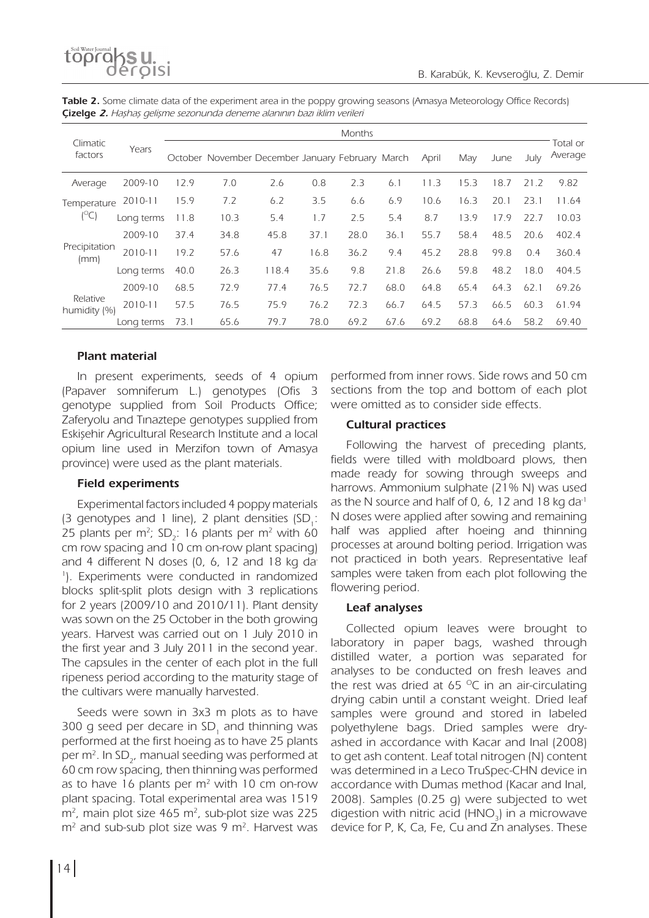**Table 2.** Some climate data of the experiment area in the poppy growing seasons (Amasya Meteorology Office Records)
***Çizelge 2.*** *Haşhaş gelişme sezonunda deneme alanının bazı iklim verileri*

| Climatic factors | Years | Months | | | | | | | | | | Total or Average |
|---|---|---|---|---|---|---|---|---|---|---|---|---|
| | | October | November | December | January | February | March | April | May | June | July | |
| Average Temperature (°C) | 2009-10 | 12.9 | 7.0 | 2.6 | 0.8 | 2.3 | 6.1 | 11.3 | 15.3 | 18.7 | 21.2 | 9.82 |
| | 2010-11 | 15.9 | 7.2 | 6.2 | 3.5 | 6.6 | 6.9 | 10.6 | 16.3 | 20.1 | 23.1 | 11.64 |
| | Long terms | 11.8 | 10.3 | 5.4 | 1.7 | 2.5 | 5.4 | 8.7 | 13.9 | 17.9 | 22.7 | 10.03 |
| Precipitation (mm) | 2009-10 | 37.4 | 34.8 | 45.8 | 37.1 | 28.0 | 36.1 | 55.7 | 58.4 | 48.5 | 20.6 | 402.4 |
| | 2010-11 | 19.2 | 57.6 | 47 | 16.8 | 36.2 | 9.4 | 45.2 | 28.8 | 99.8 | 0.4 | 360.4 |
| | Long terms | 40.0 | 26.3 | 118.4 | 35.6 | 9.8 | 21.8 | 26.6 | 59.8 | 48.2 | 18.0 | 404.5 |
| Relative humidity (%) | 2009-10 | 68.5 | 72.9 | 77.4 | 76.5 | 72.7 | 68.0 | 64.8 | 65.4 | 64.3 | 62.1 | 69.26 |
| | 2010-11 | 57.5 | 76.5 | 75.9 | 76.2 | 72.3 | 66.7 | 64.5 | 57.3 | 66.5 | 60.3 | 61.94 |
| | Long terms | 73.1 | 65.6 | 79.7 | 78.0 | 69.2 | 67.6 | 69.2 | 68.8 | 64.6 | 58.2 | 69.40 |

### Plant material

In present experiments, seeds of 4 opium (Papaver somniferum L.) genotypes (Ofis 3 genotype supplied from Soil Products Office; Zaferyolu and Tınaztepe genotypes supplied from Eskişehir Agricultural Research Institute and a local opium line used in Merzifon town of Amasya province) were used as the plant materials.

### Field experiments

Experimental factors included 4 poppy materials (3 genotypes and 1 line), 2 plant densities ($SD_1$: 25 plants per m$^2$; $SD_2$: 16 plants per m$^2$ with 60 cm row spacing and 10 cm on-row plant spacing) and 4 different N doses (0, 6, 12 and 18 kg da$^{-1}$). Experiments were conducted in randomized blocks split-split plots design with 3 replications for 2 years (2009/10 and 2010/11). Plant density was sown on the 25 October in the both growing years. Harvest was carried out on 1 July 2010 in the first year and 3 July 2011 in the second year. The capsules in the center of each plot in the full ripeness period according to the maturity stage of the cultivars were manually harvested.

Seeds were sown in 3x3 m plots as to have 300 g seed per decare in $SD_1$ and thinning was performed at the first hoeing as to have 25 plants per m$^2$. In $SD_2$, manual seeding was performed at 60 cm row spacing, then thinning was performed as to have 16 plants per m$^2$ with 10 cm on-row plant spacing. Total experimental area was 1519 m$^2$, main plot size 465 m$^2$, sub-plot size was 225 m$^2$ and sub-sub plot size was 9 m$^2$. Harvest was performed from inner rows. Side rows and 50 cm sections from the top and bottom of each plot were omitted as to consider side effects.

### Cultural practices

Following the harvest of preceding plants, fields were tilled with moldboard plows, then made ready for sowing through sweeps and harrows. Ammonium sulphate (21% N) was used as the N source and half of 0, 6, 12 and 18 kg da$^{-1}$ N doses were applied after sowing and remaining half was applied after hoeing and thinning processes at around bolting period. Irrigation was not practiced in both years. Representative leaf samples were taken from each plot following the flowering period.

### Leaf analyses

Collected opium leaves were brought to laboratory in paper bags, washed through distilled water, a portion was separated for analyses to be conducted on fresh leaves and the rest was dried at 65 °C in an air-circulating drying cabin until a constant weight. Dried leaf samples were ground and stored in labeled polyethylene bags. Dried samples were dry-ashed in accordance with Kacar and Inal (2008) to get ash content. Leaf total nitrogen (N) content was determined in a Leco TruSpec-CHN device in accordance with Dumas method (Kacar and Inal, 2008). Samples (0.25 g) were subjected to wet digestion with nitric acid ($HNO_3$) in a microwave device for P, K, Ca, Fe, Cu and Zn analyses. These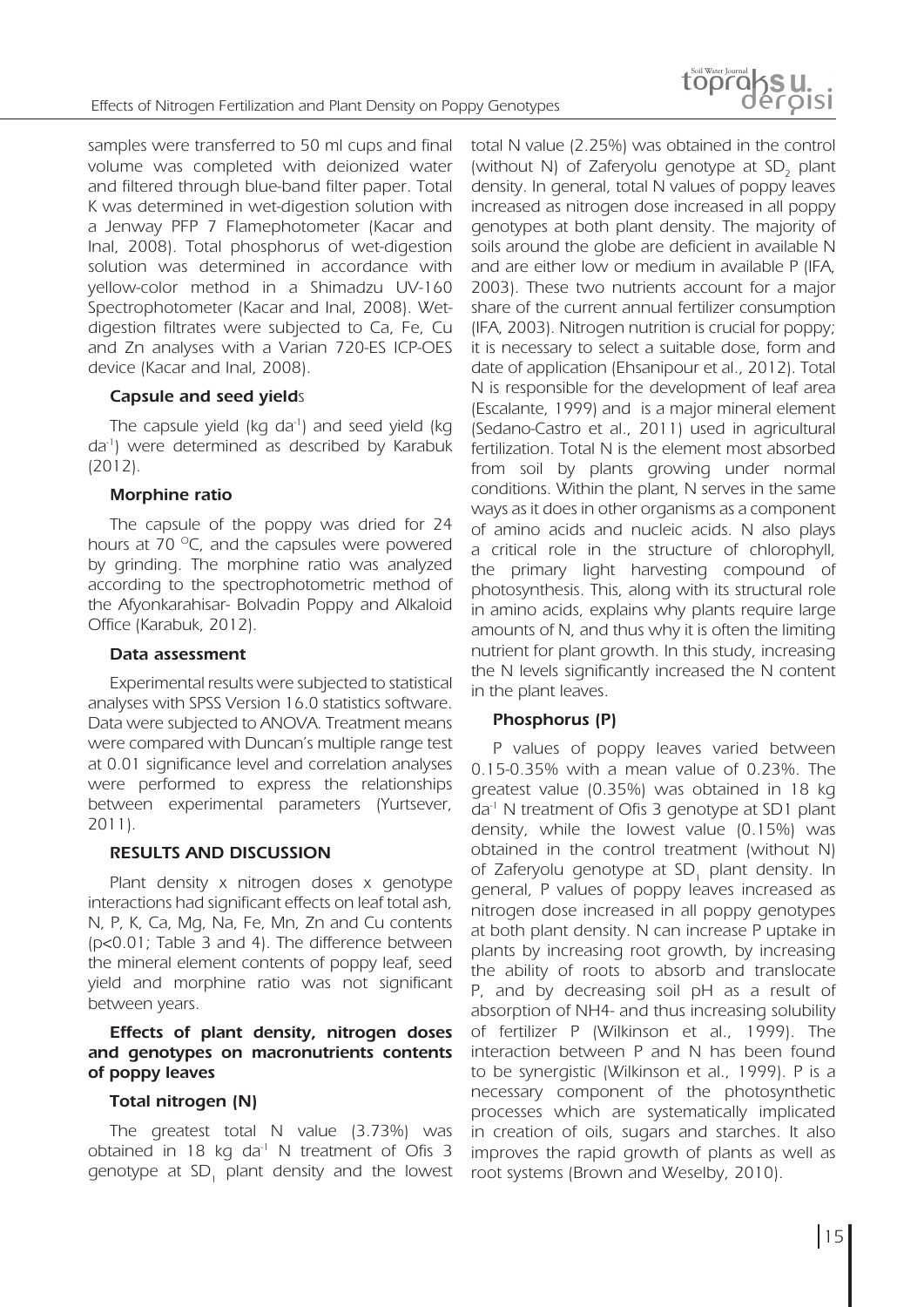samples were transferred to 50 ml cups and final volume was completed with deionized water and filtered through blue-band filter paper. Total K was determined in wet-digestion solution with a Jenway PFP 7 Flamephotometer (Kacar and Inal, 2008). Total phosphorus of wet-digestion solution was determined in accordance with yellow-color method in a Shimadzu UV-160 Spectrophotometer (Kacar and Inal, 2008). Wet-digestion filtrates were subjected to Ca, Fe, Cu and Zn analyses with a Varian 720-ES ICP-OES device (Kacar and Inal, 2008).

### Capsule and seed yields

The capsule yield (kg $da^{-1}$) and seed yield (kg $da^{-1}$) were determined as described by Karabuk (2012).

### Morphine ratio

The capsule of the poppy was dried for 24 hours at 70 $^{O}$C, and the capsules were powered by grinding. The morphine ratio was analyzed according to the spectrophotometric method of the Afyonkarahisar- Bolvadin Poppy and Alkaloid Office (Karabuk, 2012).

### Data assessment

Experimental results were subjected to statistical analyses with SPSS Version 16.0 statistics software. Data were subjected to ANOVA. Treatment means were compared with Duncan's multiple range test at 0.01 significance level and correlation analyses were performed to express the relationships between experimental parameters (Yurtsever, 2011).

## RESULTS AND DISCUSSION

Plant density x nitrogen doses x genotype interactions had significant effects on leaf total ash, N, P, K, Ca, Mg, Na, Fe, Mn, Zn and Cu contents ($p<0.01$; Table 3 and 4). The difference between the mineral element contents of poppy leaf, seed yield and morphine ratio was not significant between years.

### Effects of plant density, nitrogen doses and genotypes on macronutrients contents of poppy leaves

### Total nitrogen (N)

The greatest total N value (3.73%) was obtained in 18 kg $da^{-1}$ N treatment of Ofis 3 genotype at $SD_1$ plant density and the lowest total N value (2.25%) was obtained in the control (without N) of Zaferyolu genotype at $SD_2$ plant density. In general, total N values of poppy leaves increased as nitrogen dose increased in all poppy genotypes at both plant density. The majority of soils around the globe are deficient in available N and are either low or medium in available P (IFA, 2003). These two nutrients account for a major share of the current annual fertilizer consumption (IFA, 2003). Nitrogen nutrition is crucial for poppy; it is necessary to select a suitable dose, form and date of application (Ehsanipour et al., 2012). Total N is responsible for the development of leaf area (Escalante, 1999) and is a major mineral element (Sedano-Castro et al., 2011) used in agricultural fertilization. Total N is the element most absorbed from soil by plants growing under normal conditions. Within the plant, N serves in the same ways as it does in other organisms as a component of amino acids and nucleic acids. N also plays a critical role in the structure of chlorophyll, the primary light harvesting compound of photosynthesis. This, along with its structural role in amino acids, explains why plants require large amounts of N, and thus why it is often the limiting nutrient for plant growth. In this study, increasing the N levels significantly increased the N content in the plant leaves.

### Phosphorus (P)

P values of poppy leaves varied between 0.15-0.35% with a mean value of 0.23%. The greatest value (0.35%) was obtained in 18 kg $da^{-1}$ N treatment of Ofis 3 genotype at SD1 plant density, while the lowest value (0.15%) was obtained in the control treatment (without N) of Zaferyolu genotype at $SD_1$ plant density. In general, P values of poppy leaves increased as nitrogen dose increased in all poppy genotypes at both plant density. N can increase P uptake in plants by increasing root growth, by increasing the ability of roots to absorb and translocate P, and by decreasing soil pH as a result of absorption of NH4- and thus increasing solubility of fertilizer P (Wilkinson et al., 1999). The interaction between P and N has been found to be synergistic (Wilkinson et al., 1999). P is a necessary component of the photosynthetic processes which are systematically implicated in creation of oils, sugars and starches. It also improves the rapid growth of plants as well as root systems (Brown and Weselby, 2010).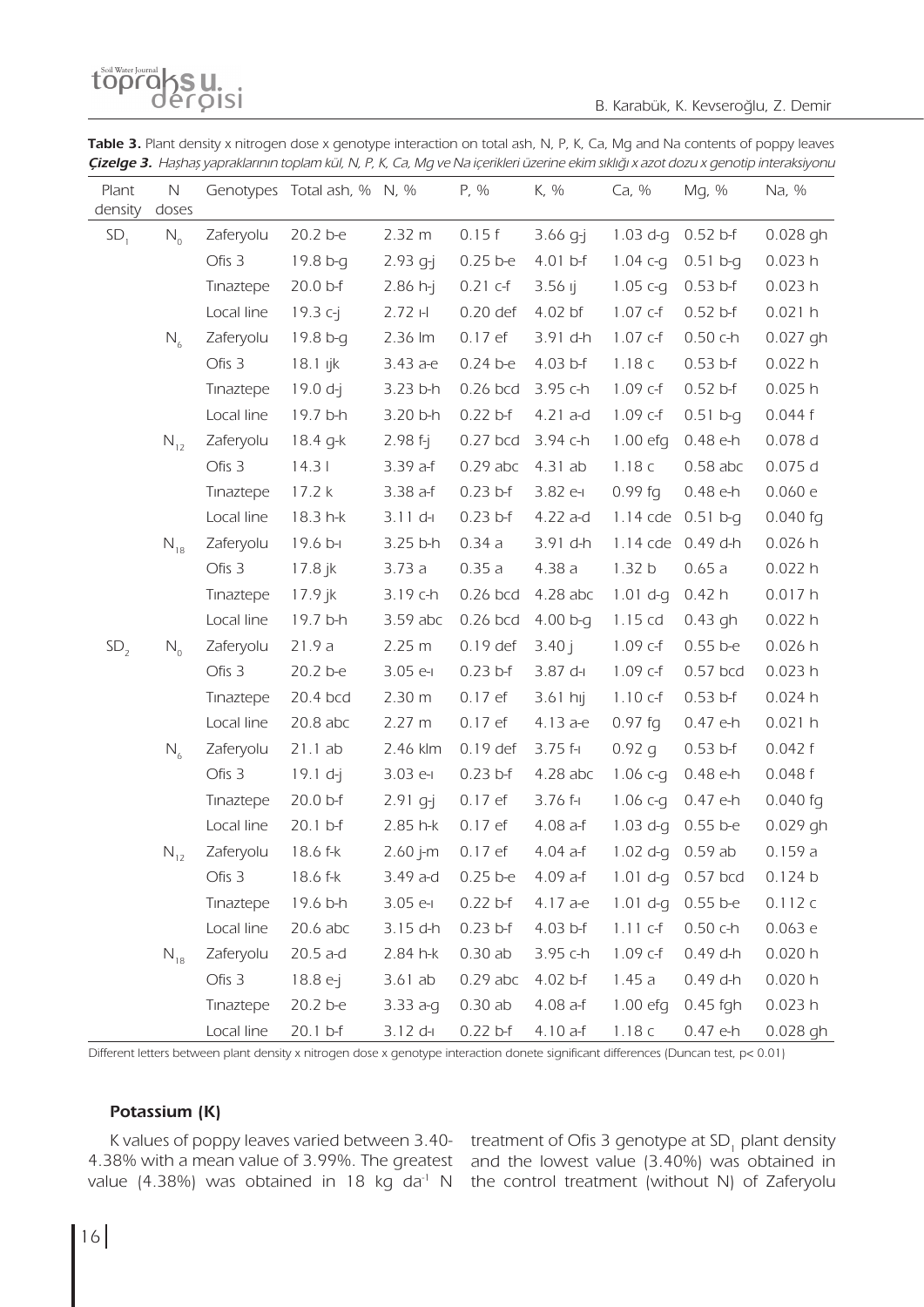**Table 3.** Plant density x nitrogen dose x genotype interaction on total ash, N, P, K, Ca, Mg and Na contents of poppy leaves

***Çizelge 3.** Haşhaş yapraklarının toplam kül, N, P, K, Ca, Mg ve Na içerikleri üzerine ekim sıklığı x azot dozu x genotip interaksiyonu*

| Plant density | N doses | Genotypes | Total ash, % | N, % | P, % | K, % | Ca, % | Mg, % | Na, % |
|---|---|---|---|---|---|---|---|---|---|
| $SD_1$ | $N_0$ | Zaferyolu | 20.2 b-e | 2.32 m | 0.15 f | 3.66 g-j | 1.03 d-g | 0.52 b-f | 0.028 gh |
| | | Ofis 3 | 19.8 b-g | 2.93 g-j | 0.25 b-e | 4.01 b-f | 1.04 c-g | 0.51 b-g | 0.023 h |
| | | Tınaztepe | 20.0 b-f | 2.86 h-j | 0.21 c-f | 3.56 ıj | 1.05 c-g | 0.53 b-f | 0.023 h |
| | | Local line | 19.3 c-j | 2.72 ı-l | 0.20 def | 4.02 bf | 1.07 c-f | 0.52 b-f | 0.021 h |
| | $N_6$ | Zaferyolu | 19.8 b-g | 2.36 lm | 0.17 ef | 3.91 d-h | 1.07 c-f | 0.50 c-h | 0.027 gh |
| | | Ofis 3 | 18.1 ıjk | 3.43 a-e | 0.24 b-e | 4.03 b-f | 1.18 c | 0.53 b-f | 0.022 h |
| | | Tınaztepe | 19.0 d-j | 3.23 b-h | 0.26 bcd | 3.95 c-h | 1.09 c-f | 0.52 b-f | 0.025 h |
| | | Local line | 19.7 b-h | 3.20 b-h | 0.22 b-f | 4.21 a-d | 1.09 c-f | 0.51 b-g | 0.044 f |
| | $N_{12}$ | Zaferyolu | 18.4 g-k | 2.98 f-j | 0.27 bcd | 3.94 c-h | 1.00 efg | 0.48 e-h | 0.078 d |
| | | Ofis 3 | 14.3 l | 3.39 a-f | 0.29 abc | 4.31 ab | 1.18 c | 0.58 abc | 0.075 d |
| | | Tınaztepe | 17.2 k | 3.38 a-f | 0.23 b-f | 3.82 e-ı | 0.99 fg | 0.48 e-h | 0.060 e |
| | | Local line | 18.3 h-k | 3.11 d-ı | 0.23 b-f | 4.22 a-d | 1.14 cde | 0.51 b-g | 0.040 fg |
| | $N_{18}$ | Zaferyolu | 19.6 b-ı | 3.25 b-h | 0.34 a | 3.91 d-h | 1.14 cde | 0.49 d-h | 0.026 h |
| | | Ofis 3 | 17.8 jk | 3.73 a | 0.35 a | 4.38 a | 1.32 b | 0.65 a | 0.022 h |
| | | Tınaztepe | 17.9 jk | 3.19 c-h | 0.26 bcd | 4.28 abc | 1.01 d-g | 0.42 h | 0.017 h |
| | | Local line | 19.7 b-h | 3.59 abc | 0.26 bcd | 4.00 b-g | 1.15 cd | 0.43 gh | 0.022 h |
| $SD_2$ | $N_0$ | Zaferyolu | 21.9 a | 2.25 m | 0.19 def | 3.40 j | 1.09 c-f | 0.55 b-e | 0.026 h |
| | | Ofis 3 | 20.2 b-e | 3.05 e-ı | 0.23 b-f | 3.87 d-ı | 1.09 c-f | 0.57 bcd | 0.023 h |
| | | Tınaztepe | 20.4 bcd | 2.30 m | 0.17 ef | 3.61 hıj | 1.10 c-f | 0.53 b-f | 0.024 h |
| | | Local line | 20.8 abc | 2.27 m | 0.17 ef | 4.13 a-e | 0.97 fg | 0.47 e-h | 0.021 h |
| | $N_6$ | Zaferyolu | 21.1 ab | 2.46 klm | 0.19 def | 3.75 f-ı | 0.92 g | 0.53 b-f | 0.042 f |
| | | Ofis 3 | 19.1 d-j | 3.03 e-ı | 0.23 b-f | 4.28 abc | 1.06 c-g | 0.48 e-h | 0.048 f |
| | | Tınaztepe | 20.0 b-f | 2.91 g-j | 0.17 ef | 3.76 f-ı | 1.06 c-g | 0.47 e-h | 0.040 fg |
| | | Local line | 20.1 b-f | 2.85 h-k | 0.17 ef | 4.08 a-f | 1.03 d-g | 0.55 b-e | 0.029 gh |
| | $N_{12}$ | Zaferyolu | 18.6 f-k | 2.60 j-m | 0.17 ef | 4.04 a-f | 1.02 d-g | 0.59 ab | 0.159 a |
| | | Ofis 3 | 18.6 f-k | 3.49 a-d | 0.25 b-e | 4.09 a-f | 1.01 d-g | 0.57 bcd | 0.124 b |
| | | Tınaztepe | 19.6 b-h | 3.05 e-ı | 0.22 b-f | 4.17 a-e | 1.01 d-g | 0.55 b-e | 0.112 c |
| | | Local line | 20.6 abc | 3.15 d-h | 0.23 b-f | 4.03 b-f | 1.11 c-f | 0.50 c-h | 0.063 e |
| | $N_{18}$ | Zaferyolu | 20.5 a-d | 2.84 h-k | 0.30 ab | 3.95 c-h | 1.09 c-f | 0.49 d-h | 0.020 h |
| | | Ofis 3 | 18.8 e-j | 3.61 ab | 0.29 abc | 4.02 b-f | 1.45 a | 0.49 d-h | 0.020 h |
| | | Tınaztepe | 20.2 b-e | 3.33 a-g | 0.30 ab | 4.08 a-f | 1.00 efg | 0.45 fgh | 0.023 h |
| | | Local line | 20.1 b-f | 3.12 d-ı | 0.22 b-f | 4.10 a-f | 1.18 c | 0.47 e-h | 0.028 gh |

Different letters between plant density x nitrogen dose x genotype interaction donete significant differences (Duncan test, $p< 0.01$)

#### Potassium (K)

K values of poppy leaves varied between 3.40-4.38% with a mean value of 3.99%. The greatest value (4.38%) was obtained in 18 kg $da^{-1}$ N treatment of Ofis 3 genotype at $SD_1$ plant density and the lowest value (3.40%) was obtained in the control treatment (without N) of Zaferyolu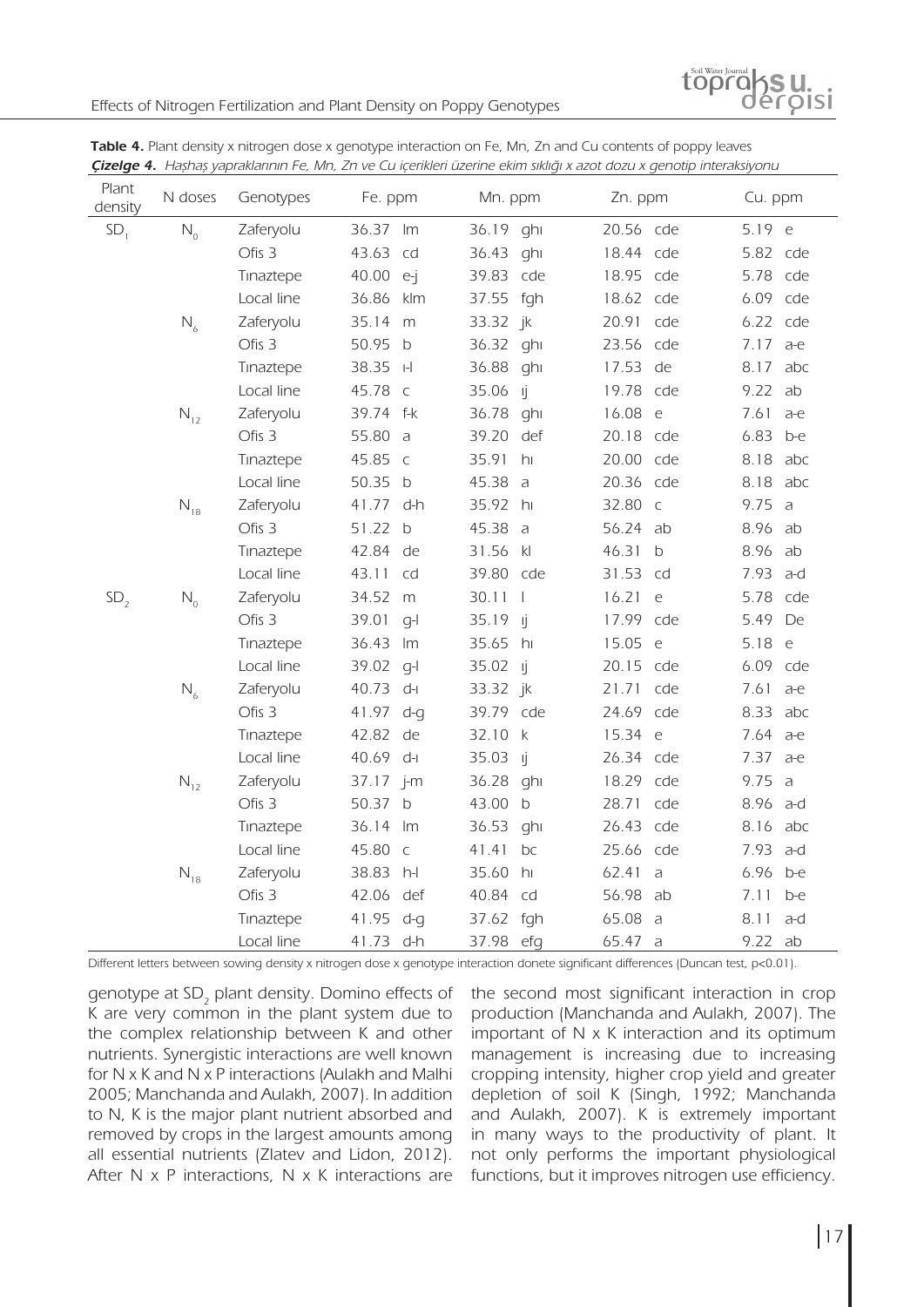**Table 4.** Plant density x nitrogen dose x genotype interaction on Fe, Mn, Zn and Cu contents of poppy leaves

***Çizelge 4.** Haşhaş yapraklarının Fe, Mn, Zn ve Cu içerikleri üzerine ekim sıklığı x azot dozu x genotip interaksiyonu*

| Plant density | N doses | Genotypes | Fe. ppm | Mn. ppm | Zn. ppm | Cu. ppm |
|---|---|---|---|---|---|---|
| $SD_1$ | $N_0$ | Zaferyolu | 36.37 lm | 36.19 ghı | 20.56 cde | 5.19 e |
| | | Ofis 3 | 43.63 cd | 36.43 ghı | 18.44 cde | 5.82 cde |
| | | Tınaztepe | 40.00 e-j | 39.83 cde | 18.95 cde | 5.78 cde |
| | | Local line | 36.86 klm | 37.55 fgh | 18.62 cde | 6.09 cde |
| | $N_6$ | Zaferyolu | 35.14 m | 33.32 jk | 20.91 cde | 6.22 cde |
| | | Ofis 3 | 50.95 b | 36.32 ghı | 23.56 cde | 7.17 a-e |
| | | Tınaztepe | 38.35 ı-l | 36.88 ghı | 17.53 de | 8.17 abc |
| | | Local line | 45.78 c | 35.06 ıj | 19.78 cde | 9.22 ab |
| | $N_{12}$ | Zaferyolu | 39.74 f-k | 36.78 ghı | 16.08 e | 7.61 a-e |
| | | Ofis 3 | 55.80 a | 39.20 def | 20.18 cde | 6.83 b-e |
| | | Tınaztepe | 45.85 c | 35.91 hı | 20.00 cde | 8.18 abc |
| | | Local line | 50.35 b | 45.38 a | 20.36 cde | 8.18 abc |
| | $N_{18}$ | Zaferyolu | 41.77 d-h | 35.92 hı | 32.80 c | 9.75 a |
| | | Ofis 3 | 51.22 b | 45.38 a | 56.24 ab | 8.96 ab |
| | | Tınaztepe | 42.84 de | 31.56 kl | 46.31 b | 8.96 ab |
| | | Local line | 43.11 cd | 39.80 cde | 31.53 cd | 7.93 a-d |
| $SD_2$ | $N_0$ | Zaferyolu | 34.52 m | 30.11 l | 16.21 e | 5.78 cde |
| | | Ofis 3 | 39.01 g-l | 35.19 ıj | 17.99 cde | 5.49 De |
| | | Tınaztepe | 36.43 lm | 35.65 hı | 15.05 e | 5.18 e |
| | | Local line | 39.02 g-l | 35.02 ıj | 20.15 cde | 6.09 cde |
| | $N_6$ | Zaferyolu | 40.73 d-ı | 33.32 jk | 21.71 cde | 7.61 a-e |
| | | Ofis 3 | 41.97 d-g | 39.79 cde | 24.69 cde | 8.33 abc |
| | | Tınaztepe | 42.82 de | 32.10 k | 15.34 e | 7.64 a-e |
| | | Local line | 40.69 d-ı | 35.03 ıj | 26.34 cde | 7.37 a-e |
| | $N_{12}$ | Zaferyolu | 37.17 j-m | 36.28 ghı | 18.29 cde | 9.75 a |
| | | Ofis 3 | 50.37 b | 43.00 b | 28.71 cde | 8.96 a-d |
| | | Tınaztepe | 36.14 lm | 36.53 ghı | 26.43 cde | 8.16 abc |
| | | Local line | 45.80 c | 41.41 bc | 25.66 cde | 7.93 a-d |
| | $N_{18}$ | Zaferyolu | 38.83 h-l | 35.60 hı | 62.41 a | 6.96 b-e |
| | | Ofis 3 | 42.06 def | 40.84 cd | 56.98 ab | 7.11 b-e |
| | | Tınaztepe | 41.95 d-g | 37.62 fgh | 65.08 a | 8.11 a-d |
| | | Local line | 41.73 d-h | 37.98 efg | 65.47 a | 9.22 ab |

Different letters between sowing density x nitrogen dose x genotype interaction donete significant differences (Duncan test, p<0.01).

genotype at $SD_2$ plant density. Domino effects of K are very common in the plant system due to the complex relationship between K and other nutrients. Synergistic interactions are well known for N x K and N x P interactions (Aulakh and Malhi 2005; Manchanda and Aulakh, 2007). In addition to N, K is the major plant nutrient absorbed and removed by crops in the largest amounts among all essential nutrients (Zlatev and Lidon, 2012). After N x P interactions, N x K interactions are the second most significant interaction in crop production (Manchanda and Aulakh, 2007). The important of N x K interaction and its optimum management is increasing due to increasing cropping intensity, higher crop yield and greater depletion of soil K (Singh, 1992; Manchanda and Aulakh, 2007). K is extremely important in many ways to the productivity of plant. It not only performs the important physiological functions, but it improves nitrogen use efficiency.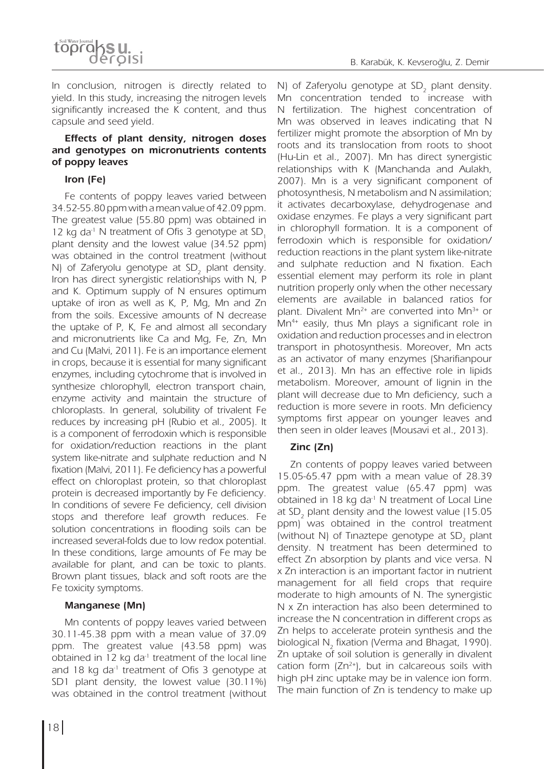In conclusion, nitrogen is directly related to yield. In this study, increasing the nitrogen levels significantly increased the K content, and thus capsule and seed yield.

### Effects of plant density, nitrogen doses and genotypes on micronutrients contents of poppy leaves

#### Iron (Fe)

Fe contents of poppy leaves varied between 34.52-55.80 ppm with a mean value of 42.09 ppm. The greatest value (55.80 ppm) was obtained in 12 kg da$^{-1}$ N treatment of Ofis 3 genotype at $SD_1$ plant density and the lowest value (34.52 ppm) was obtained in the control treatment (without N) of Zaferyolu genotype at $SD_2$ plant density. Iron has direct synergistic relationships with N, P and K. Optimum supply of N ensures optimum uptake of iron as well as K, P, Mg, Mn and Zn from the soils. Excessive amounts of N decrease the uptake of P, K, Fe and almost all secondary and micronutrients like Ca and Mg, Fe, Zn, Mn and Cu (Malvi, 2011). Fe is an importance element in crops, because it is essential for many significant enzymes, including cytochrome that is involved in synthesize chlorophyll, electron transport chain, enzyme activity and maintain the structure of chloroplasts. In general, solubility of trivalent Fe reduces by increasing pH (Rubio et al., 2005). It is a component of ferrodoxin which is responsible for oxidation/reduction reactions in the plant system like-nitrate and sulphate reduction and N fixation (Malvi, 2011). Fe deficiency has a powerful effect on chloroplast protein, so that chloroplast protein is decreased importantly by Fe deficiency. In conditions of severe Fe deficiency, cell division stops and therefore leaf growth reduces. Fe solution concentrations in flooding soils can be increased several-folds due to low redox potential. In these conditions, large amounts of Fe may be available for plant, and can be toxic to plants. Brown plant tissues, black and soft roots are the Fe toxicity symptoms.

#### Manganese (Mn)

Mn contents of poppy leaves varied between 30.11-45.38 ppm with a mean value of 37.09 ppm. The greatest value (43.58 ppm) was obtained in 12 kg da$^{-1}$ treatment of the local line and 18 kg da$^{-1}$ treatment of Ofis 3 genotype at SD1 plant density, the lowest value (30.11%) was obtained in the control treatment (without N) of Zaferyolu genotype at $SD_2$ plant density. Mn concentration tended to increase with N fertilization. The highest concentration of Mn was observed in leaves indicating that N fertilizer might promote the absorption of Mn by roots and its translocation from roots to shoot (Hu-Lin et al., 2007). Mn has direct synergistic relationships with K (Manchanda and Aulakh, 2007). Mn is a very significant component of photosynthesis, N metabolism and N assimilation; it activates decarboxylase, dehydrogenase and oxidase enzymes. Fe plays a very significant part in chlorophyll formation. It is a component of ferrodoxin which is responsible for oxidation/reduction reactions in the plant system like-nitrate and sulphate reduction and N fixation. Each essential element may perform its role in plant nutrition properly only when the other necessary elements are available in balanced ratios for plant. Divalent $Mn^{2+}$ are converted into $Mn^{3+}$ or $Mn^{4+}$ easily, thus Mn plays a significant role in oxidation and reduction processes and in electron transport in photosynthesis. Moreover, Mn acts as an activator of many enzymes (Sharifianpour et al., 2013). Mn has an effective role in lipids metabolism. Moreover, amount of lignin in the plant will decrease due to Mn deficiency, such a reduction is more severe in roots. Mn deficiency symptoms first appear on younger leaves and then seen in older leaves (Mousavi et al., 2013).

#### Zinc (Zn)

Zn contents of poppy leaves varied between 15.05-65.47 ppm with a mean value of 28.39 ppm. The greatest value (65.47 ppm) was obtained in 18 kg da$^{-1}$ N treatment of Local Line at $SD_2$ plant density and the lowest value (15.05 ppm) was obtained in the control treatment (without N) of Tınaztepe genotype at $SD_2$ plant density. N treatment has been determined to effect Zn absorption by plants and vice versa. N x Zn interaction is an important factor in nutrient management for all field crops that require moderate to high amounts of N. The synergistic N x Zn interaction has also been determined to increase the N concentration in different crops as Zn helps to accelerate protein synthesis and the biological $N_2$ fixation (Verma and Bhagat, 1990). Zn uptake of soil solution is generally in divalent cation form ($Zn^{2+}$), but in calcareous soils with high pH zinc uptake may be in valence ion form. The main function of Zn is tendency to make up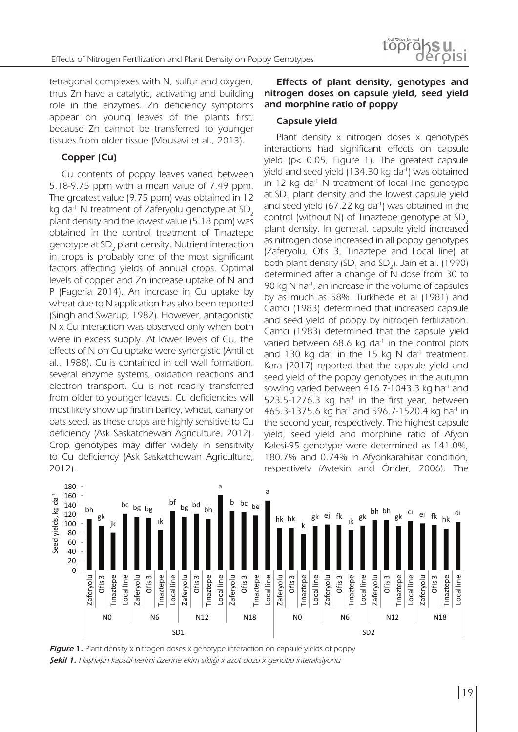tetragonal complexes with N, sulfur and oxygen, thus Zn have a catalytic, activating and building role in the enzymes. Zn deficiency symptoms appear on young leaves of the plants first; because Zn cannot be transferred to younger tissues from older tissue (Mousavi et al., 2013).

### Copper (Cu)

Cu contents of poppy leaves varied between 5.18-9.75 ppm with a mean value of 7.49 ppm. The greatest value (9.75 ppm) was obtained in 12 kg da$^{-1}$ N treatment of Zaferyolu genotype at $SD_2$ plant density and the lowest value (5.18 ppm) was obtained in the control treatment of Tınaztepe genotype at $SD_2$ plant density. Nutrient interaction in crops is probably one of the most significant factors affecting yields of annual crops. Optimal levels of copper and Zn increase uptake of N and P (Fageria 2014). An increase in Cu uptake by wheat due to N application has also been reported (Singh and Swarup, 1982). However, antagonistic N x Cu interaction was observed only when both were in excess supply. At lower levels of Cu, the effects of N on Cu uptake were synergistic (Antil et al., 1988). Cu is contained in cell wall formation, several enzyme systems, oxidation reactions and electron transport. Cu is not readily transferred from older to younger leaves. Cu deficiencies will most likely show up first in barley, wheat, canary or oats seed, as these crops are highly sensitive to Cu deficiency (Ask Saskatchewan Agriculture, 2012). Crop genotypes may differ widely in sensitivity to Cu deficiency (Ask Saskatchewan Agriculture, 2012).

### Effects of plant density, genotypes and nitrogen doses on capsule yield, seed yield and morphine ratio of poppy

#### Capsule yield

Plant density x nitrogen doses x genotypes interactions had significant effects on capsule yield ($p < 0.05$, Figure 1). The greatest capsule yield and seed yield (134.30 kg da$^{-1}$) was obtained in 12 kg da$^{-1}$ N treatment of local line genotype at $SD_1$ plant density and the lowest capsule yield and seed yield (67.22 kg da$^{-1}$) was obtained in the control (without N) of Tınaztepe genotype at $SD_2$ plant density. In general, capsule yield increased as nitrogen dose increased in all poppy genotypes (Zaferyolu, Ofis 3, Tınaztepe and Local line) at both plant density ($SD_1$ and $SD_2$). Jain et al. (1990) determined after a change of N dose from 30 to 90 kg N ha$^{-1}$, an increase in the volume of capsules by as much as 58%. Turkhede et al (1981) and Camcı (1983) determined that increased capsule and seed yield of poppy by nitrogen fertilization. Camcı (1983) determined that the capsule yield varied between 68.6 kg da$^{-1}$ in the control plots and 130 kg da$^{-1}$ in the 15 kg N da$^{-1}$ treatment. Kara (2017) reported that the capsule yield and seed yield of the poppy genotypes in the autumn sowing varied between 416.7-1043.3 kg ha$^{-1}$ and 523.5-1276.3 kg ha$^{-1}$ in the first year, between 465.3-1375.6 kg ha$^{-1}$ and 596.7-1520.4 kg ha$^{-1}$ in the second year, respectively. The highest capsule yield, seed yield and morphine ratio of Afyon Kalesi-95 genotype were determined as 141.0%, 180.7% and 0.74% in Afyonkarahisar condition, respectively (Aytekin and Önder, 2006). The

***Figure 1.*** Plant density x nitrogen doses x genotype interaction on capsule yields of poppy

***Şekil 1.*** *Haşhaşın kapsül verimi üzerine ekim sıklığı x azot dozu x genotip interaksiyonu*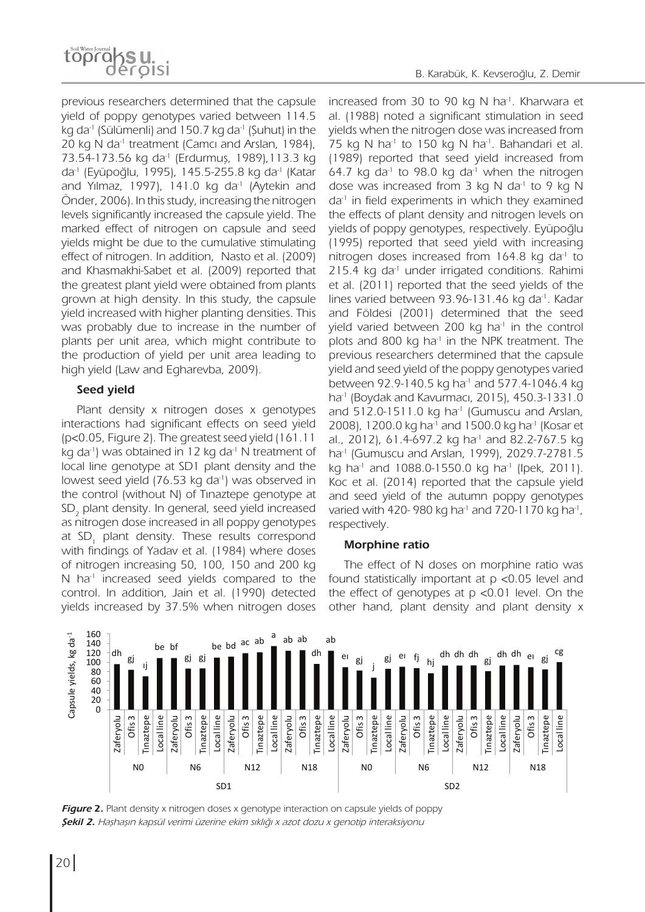previous researchers determined that the capsule yield of poppy genotypes varied between 114.5 kg da$^{-1}$ (Sülümenli) and 150.7 kg da$^{-1}$ (Şuhut) in the 20 kg N da$^{-1}$ treatment (Camcı and Arslan, 1984), 73.54-173.56 kg da$^{-1}$ (Erdurmuş, 1989),113.3 kg da$^{-1}$ (Eyüpoğlu, 1995), 145.5-255.8 kg da$^{-1}$ (Katar and Yılmaz, 1997), 141.0 kg da$^{-1}$ (Aytekin and Önder, 2006). In this study, increasing the nitrogen levels significantly increased the capsule yield. The marked effect of nitrogen on capsule and seed yields might be due to the cumulative stimulating effect of nitrogen. In addition, Nasto et al. (2009) and Khasmakhi-Sabet et al. (2009) reported that the greatest plant yield were obtained from plants grown at high density. In this study, the capsule yield increased with higher planting densities. This was probably due to increase in the number of plants per unit area, which might contribute to the production of yield per unit area leading to high yield (Law and Egharevba, 2009).

### Seed yield

Plant density x nitrogen doses x genotypes interactions had significant effects on seed yield ($p<0.05$, Figure 2). The greatest seed yield (161.11 kg da$^{-1}$) was obtained in 12 kg da$^{-1}$ N treatment of local line genotype at SD1 plant density and the lowest seed yield (76.53 kg da$^{-1}$) was observed in the control (without N) of Tınaztepe genotype at $SD_2$ plant density. In general, seed yield increased as nitrogen dose increased in all poppy genotypes at $SD_1$ plant density. These results correspond with findings of Yadav et al. (1984) where doses of nitrogen increasing 50, 100, 150 and 200 kg N ha$^{-1}$ increased seed yields compared to the control. In addition, Jain et al. (1990) detected yields increased by 37.5% when nitrogen doses increased from 30 to 90 kg N ha$^{-1}$. Kharwara et al. (1988) noted a significant stimulation in seed yields when the nitrogen dose was increased from 75 kg N ha$^{-1}$ to 150 kg N ha$^{-1}$. Bahandari et al. (1989) reported that seed yield increased from 64.7 kg da$^{-1}$ to 98.0 kg da$^{-1}$ when the nitrogen dose was increased from 3 kg N da$^{-1}$ to 9 kg N da$^{-1}$ in field experiments in which they examined the effects of plant density and nitrogen levels on yields of poppy genotypes, respectively. Eyüpoğlu (1995) reported that seed yield with increasing nitrogen doses increased from 164.8 kg da$^{-1}$ to 215.4 kg da$^{-1}$ under irrigated conditions. Rahimi et al. (2011) reported that the seed yields of the lines varied between 93.96-131.46 kg da$^{-1}$. Kadar and Földesi (2001) determined that the seed yield varied between 200 kg ha$^{-1}$ in the control plots and 800 kg ha$^{-1}$ in the NPK treatment. The previous researchers determined that the capsule yield and seed yield of the poppy genotypes varied between 92.9-140.5 kg ha$^{-1}$ and 577.4-1046.4 kg ha$^{-1}$ (Boydak and Kavurmacı, 2015), 450.3-1331.0 and 512.0-1511.0 kg ha$^{-1}$ (Gumuscu and Arslan, 2008), 1200.0 kg ha$^{-1}$ and 1500.0 kg ha$^{-1}$ (Kosar et al., 2012), 61.4-697.2 kg ha$^{-1}$ and 82.2-767.5 kg ha$^{-1}$ (Gumuscu and Arslan, 1999), 2029.7-2781.5 kg ha$^{-1}$ and 1088.0-1550.0 kg ha$^{-1}$ (Ipek, 2011). Koc et al. (2014) reported that the capsule yield and seed yield of the autumn poppy genotypes varied with 420- 980 kg ha$^{-1}$ and 720-1170 kg ha$^{-1}$, respectively.

### Morphine ratio

The effect of N doses on morphine ratio was found statistically important at $p<0.05$ level and the effect of genotypes at $p<0.01$ level. On the other hand, plant density and plant density x

**Figure 2.** Plant density x nitrogen doses x genotype interaction on capsule yields of poppy

***Şekil 2.*** *Haşhaşın kapsül verimi üzerine ekim sıklığı x azot dozu x genotip interaksiyonu*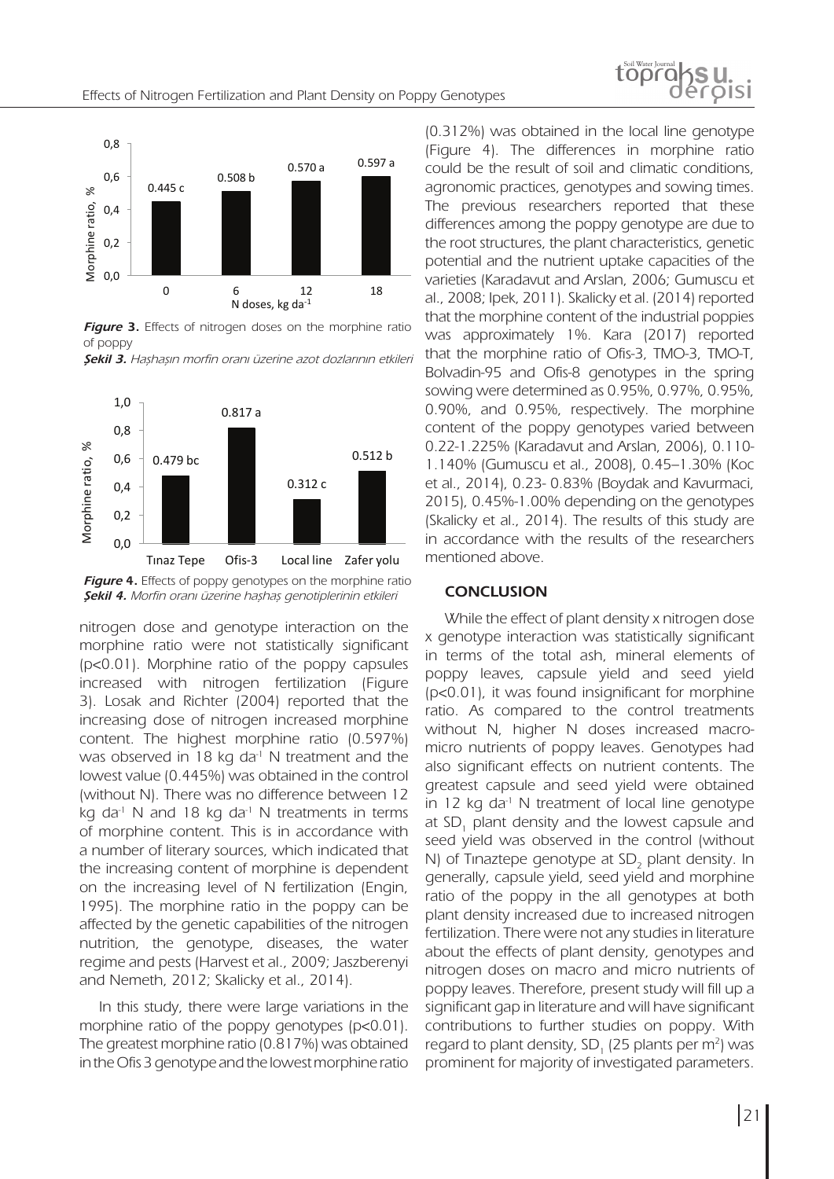Figure 3. Effects of nitrogen doses on the morphine ratio of poppy

*Şekil 3. Haşhaşın morfin oranı üzerine azot dozlarının etkileri*

Figure 4. Effects of poppy genotypes on the morphine ratio

*Şekil 4. Morfin oranı üzerine haşhaş genotiplerinin etkileri*

nitrogen dose and genotype interaction on the morphine ratio were not statistically significant ($p<0.01$). Morphine ratio of the poppy capsules increased with nitrogen fertilization (Figure 3). Losak and Richter (2004) reported that the increasing dose of nitrogen increased morphine content. The highest morphine ratio (0.597%) was observed in 18 kg $da^{-1}$ N treatment and the lowest value (0.445%) was obtained in the control (without N). There was no difference between 12 kg $da^{-1}$ N and 18 kg $da^{-1}$ N treatments in terms of morphine content. This is in accordance with a number of literary sources, which indicated that the increasing content of morphine is dependent on the increasing level of N fertilization (Engin, 1995). The morphine ratio in the poppy can be affected by the genetic capabilities of the nitrogen nutrition, the genotype, diseases, the water regime and pests (Harvest et al., 2009; Jaszberenyi and Nemeth, 2012; Skalicky et al., 2014).

In this study, there were large variations in the morphine ratio of the poppy genotypes ($p<0.01$). The greatest morphine ratio (0.817%) was obtained in the Ofis 3 genotype and the lowest morphine ratio (0.312%) was obtained in the local line genotype (Figure 4). The differences in morphine ratio could be the result of soil and climatic conditions, agronomic practices, genotypes and sowing times. The previous researchers reported that these differences among the poppy genotype are due to the root structures, the plant characteristics, genetic potential and the nutrient uptake capacities of the varieties (Karadavut and Arslan, 2006; Gumuscu et al., 2008; Ipek, 2011). Skalicky et al. (2014) reported that the morphine content of the industrial poppies was approximately 1%. Kara (2017) reported that the morphine ratio of Ofis-3, TMO-3, TMO-T, Bolvadin-95 and Ofis-8 genotypes in the spring sowing were determined as 0.95%, 0.97%, 0.95%, 0.90%, and 0.95%, respectively. The morphine content of the poppy genotypes varied between 0.22-1.225% (Karadavut and Arslan, 2006), 0.110-1.140% (Gumuscu et al., 2008), 0.45–1.30% (Koc et al., 2014), 0.23- 0.83% (Boydak and Kavurmaci, 2015), 0.45%-1.00% depending on the genotypes (Skalicky et al., 2014). The results of this study are in accordance with the results of the researchers mentioned above.

## CONCLUSION

While the effect of plant density x nitrogen dose x genotype interaction was statistically significant in terms of the total ash, mineral elements of poppy leaves, capsule yield and seed yield ($p<0.01$), it was found insignificant for morphine ratio. As compared to the control treatments without N, higher N doses increased macro-micro nutrients of poppy leaves. Genotypes had also significant effects on nutrient contents. The greatest capsule and seed yield were obtained in 12 kg $da^{-1}$ N treatment of local line genotype at $SD_1$ plant density and the lowest capsule and seed yield was observed in the control (without N) of Tınaztepe genotype at $SD_2$ plant density. In generally, capsule yield, seed yield and morphine ratio of the poppy in the all genotypes at both plant density increased due to increased nitrogen fertilization. There were not any studies in literature about the effects of plant density, genotypes and nitrogen doses on macro and micro nutrients of poppy leaves. Therefore, present study will fill up a significant gap in literature and will have significant contributions to further studies on poppy. With regard to plant density, $SD_1$ (25 plants per $m^2$) was prominent for majority of investigated parameters.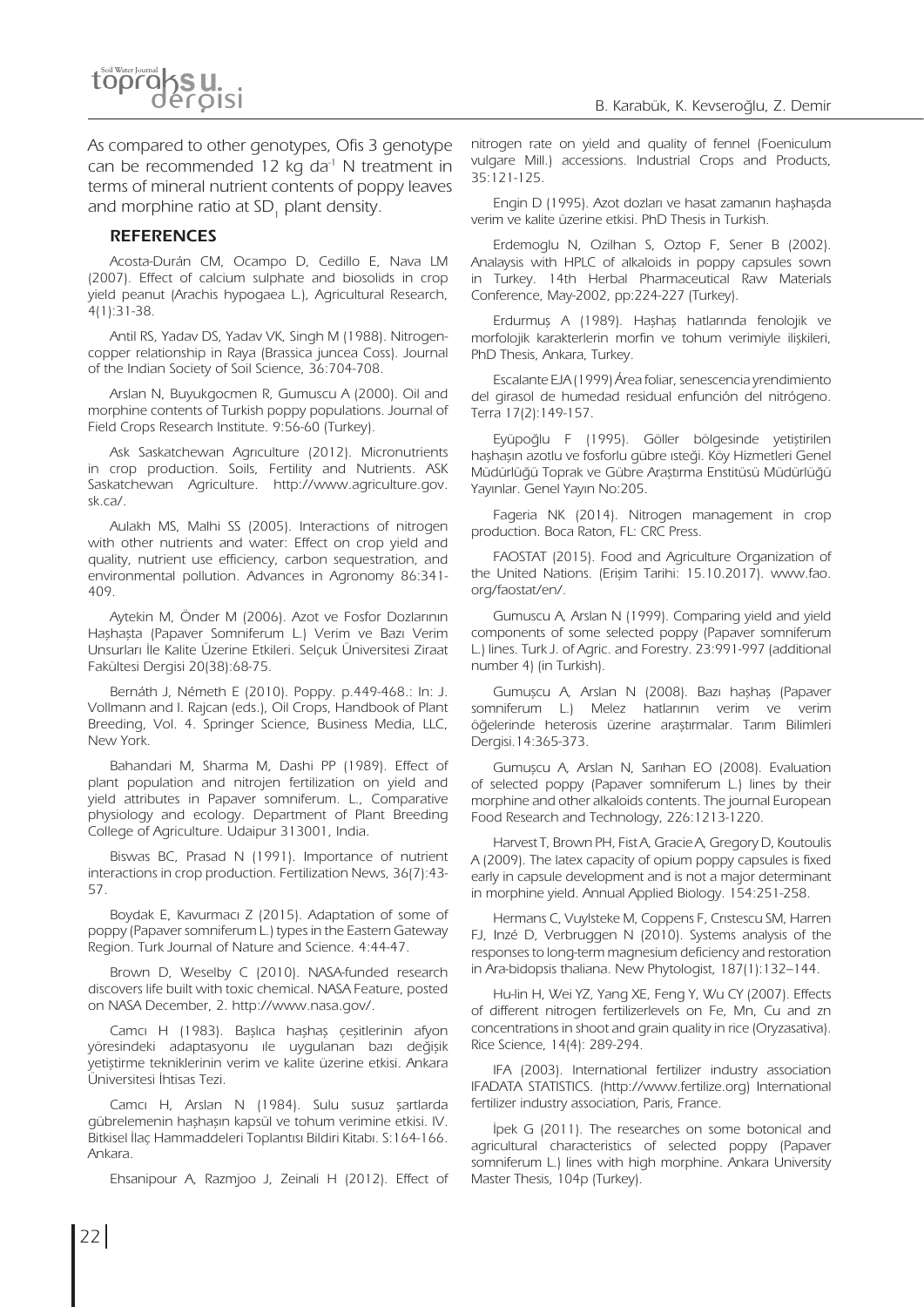As compared to other genotypes, Ofis 3 genotype can be recommended 12 kg da$^{-1}$ N treatment in terms of mineral nutrient contents of poppy leaves and morphine ratio at $SD_1$ plant density.

## REFERENCES

Acosta-Durán CM, Ocampo D, Cedillo E, Nava LM (2007). Effect of calcium sulphate and biosolids in crop yield peanut (Arachis hypogaea L.), Agricultural Research, 4(1):31-38.

Antil RS, Yadav DS, Yadav VK, Singh M (1988). Nitrogen-copper relationship in Raya (Brassica juncea Coss). Journal of the Indian Society of Soil Science, 36:704-708.

Arslan N, Buyukgocmen R, Gumuscu A (2000). Oil and morphine contents of Turkish poppy populations. Journal of Field Crops Research Institute. 9:56-60 (Turkey).

Ask Saskatchewan Agrıculture (2012). Micronutrients in crop production. Soils, Fertility and Nutrients. ASK Saskatchewan Agriculture. http://www.agriculture.gov.sk.ca/.

Aulakh MS, Malhi SS (2005). Interactions of nitrogen with other nutrients and water: Effect on crop yield and quality, nutrient use efficiency, carbon sequestration, and environmental pollution. Advances in Agronomy 86:341-409.

Aytekin M, Önder M (2006). Azot ve Fosfor Dozlarının Haşhaşta (Papaver Somniferum L.) Verim ve Bazı Verim Unsurları İle Kalite Üzerine Etkileri. Selçuk Üniversitesi Ziraat Fakültesi Dergisi 20(38):68-75.

Bernáth J, Németh E (2010). Poppy. p.449-468.: In: J. Vollmann and I. Rajcan (eds.), Oil Crops, Handbook of Plant Breeding, Vol. 4. Springer Science, Business Media, LLC, New York.

Bahandari M, Sharma M, Dashi PP (1989). Effect of plant population and nitrojen fertilization on yield and yield attributes in Papaver somniferum. L., Comparative physiology and ecology. Department of Plant Breeding College of Agriculture. Udaipur 313001, India.

Biswas BC, Prasad N (1991). Importance of nutrient interactions in crop production. Fertilization News, 36(7):43-57.

Boydak E, Kavurmacı Z (2015). Adaptation of some of poppy (Papaver somniferum L.) types in the Eastern Gateway Region. Turk Journal of Nature and Science. 4:44-47.

Brown D, Weselby C (2010). NASA-funded research discovers life built with toxic chemical. NASA Feature, posted on NASA December, 2. http://www.nasa.gov/.

Camcı H (1983). Başlıca haşhaş çeşitlerinin afyon yöresindeki adaptasyonu ıle uygulanan bazı değişik yetiştirme tekniklerinin verim ve kalite üzerine etkisi. Ankara Üniversitesi İhtisas Tezi.

Camcı H, Arslan N (1984). Sulu susuz şartlarda gübrelemenin haşhaşın kapsül ve tohum verimine etkisi. IV. Bitkisel İlaç Hammaddeleri Toplantısı Bildiri Kitabı. S:164-166. Ankara.

Ehsanipour A, Razmjoo J, Zeinali H (2012). Effect of nitrogen rate on yield and quality of fennel (Foeniculum vulgare Mill.) accessions. Industrial Crops and Products, 35:121-125.

Engin D (1995). Azot dozları ve hasat zamanın haşhaşda verim ve kalite üzerine etkisi. PhD Thesis in Turkish.

Erdemoglu N, Ozilhan S, Oztop F, Sener B (2002). Analaysis with HPLC of alkaloids in poppy capsules sown in Turkey. 14th Herbal Pharmaceutical Raw Materials Conference, May-2002, pp:224-227 (Turkey).

Erdurmuş A (1989). Haşhaş hatlarında fenolojik ve morfolojik karakterlerin morfin ve tohum verimiyle ilişkileri, PhD Thesis, Ankara, Turkey.

Escalante EJA (1999) Área foliar, senescencia yrendimiento del girasol de humedad residual enfunción del nitrógeno. Terra 17(2):149-157.

Eyüpoğlu F (1995). Göller bölgesinde yetiştirilen haşhaşın azotlu ve fosforlu gübre ısteği. Köy Hizmetleri Genel Müdürlüğü Toprak ve Gübre Araştırma Enstitüsü Müdürlüğü Yayınlar. Genel Yayın No:205.

Fageria NK (2014). Nitrogen management in crop production. Boca Raton, FL: CRC Press.

FAOSTAT (2015). Food and Agriculture Organization of the United Nations. (Erişim Tarihi: 15.10.2017). www.fao.org/faostat/en/.

Gumuscu A, Arslan N (1999). Comparing yield and yield components of some selected poppy (Papaver somniferum L.) lines. Turk J. of Agric. and Forestry. 23:991-997 (additional number 4) (in Turkish).

Gumuşcu A, Arslan N (2008). Bazı haşhaş (Papaver somniferum L.) Melez hatlarının verim ve verim öğelerinde heterosis üzerine araştırmalar. Tarım Bilimleri Dergisi.14:365-373.

Gumuşcu A, Arslan N, Sarıhan EO (2008). Evaluation of selected poppy (Papaver somniferum L.) lines by their morphine and other alkaloids contents. The journal European Food Research and Technology, 226:1213-1220.

Harvest T, Brown PH, Fist A, Gracie A, Gregory D, Koutoulis A (2009). The latex capacity of opium poppy capsules is fixed early in capsule development and is not a major determinant in morphine yield. Annual Applied Biology. 154:251-258.

Hermans C, Vuylsteke M, Coppens F, Crıstescu SM, Harren FJ, Inzé D, Verbruggen N (2010). Systems analysis of the responses to long-term magnesium deficiency and restoration in Ara-bidopsis thaliana. New Phytologist, 187(1):132–144.

Hu-lin H, Wei YZ, Yang XE, Feng Y, Wu CY (2007). Effects of different nitrogen fertilizerlevels on Fe, Mn, Cu and zn concentrations in shoot and grain quality in rice (Oryzasativa). Rice Science, 14(4): 289-294.

IFA (2003). International fertilizer industry association IFADATA STATISTICS. (http://www.fertilize.org) International fertilizer industry association, Paris, France.

İpek G (2011). The researches on some botonical and agricultural characteristics of selected poppy (Papaver somniferum L.) lines with high morphine. Ankara University Master Thesis, 104p (Turkey).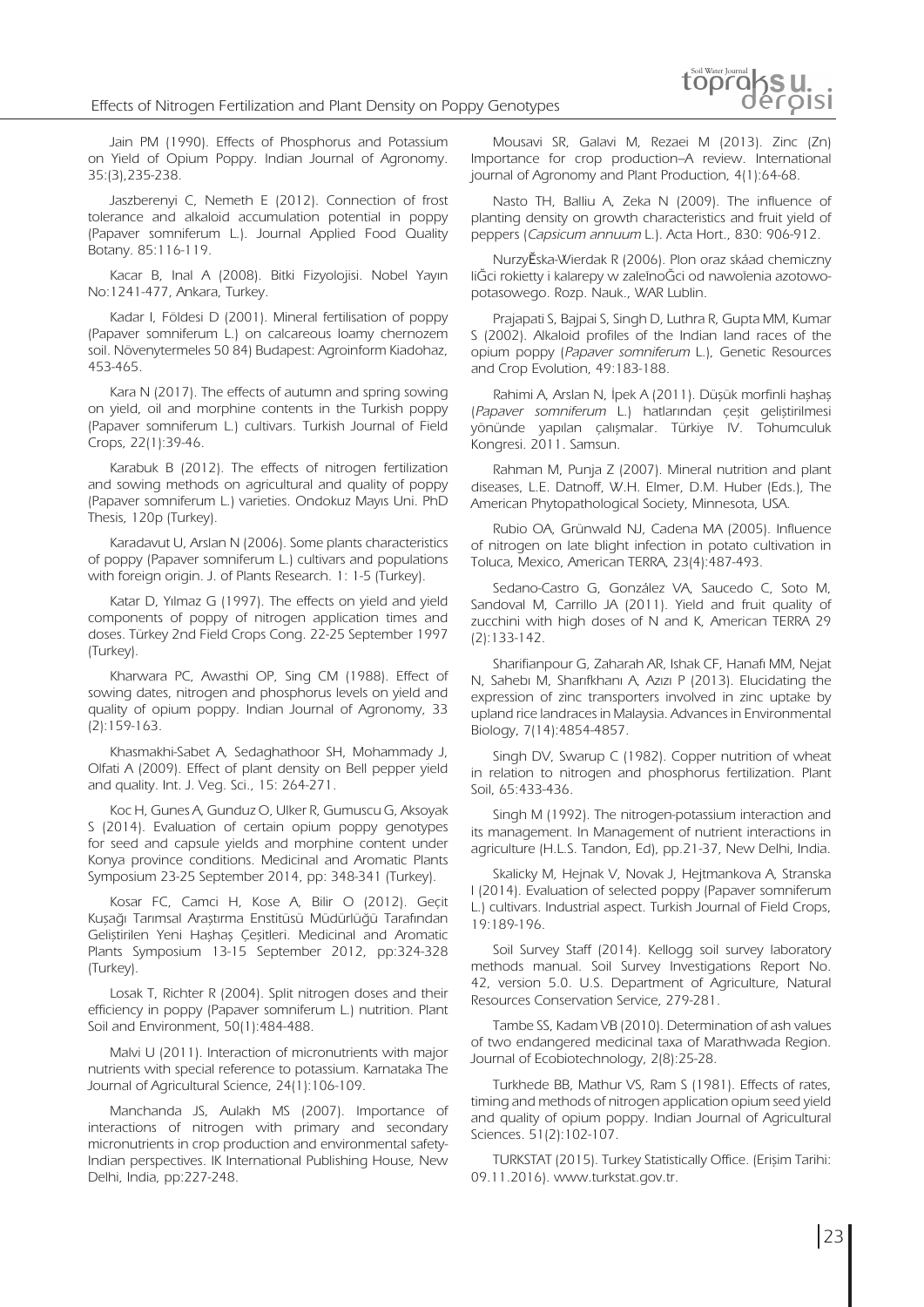Jain PM (1990). Effects of Phosphorus and Potassium on Yield of Opium Poppy. Indian Journal of Agronomy. 35:(3),235-238.

Jaszberenyi C, Nemeth E (2012). Connection of frost tolerance and alkaloid accumulation potential in poppy (Papaver somniferum L.). Journal Applied Food Quality Botany. 85:116-119.

Kacar B, Inal A (2008). Bitki Fizyolojisi. Nobel Yayın No:1241-477, Ankara, Turkey.

Kadar I, Földesi D (2001). Mineral fertilisation of poppy (Papaver somniferum L.) on calcareous loamy chernozem soil. Növenytermeles 50 84) Budapest: Agroinform Kiadohaz, 453-465.

Kara N (2017). The effects of autumn and spring sowing on yield, oil and morphine contents in the Turkish poppy (Papaver somniferum L.) cultivars. Turkish Journal of Field Crops, 22(1):39-46.

Karabuk B (2012). The effects of nitrogen fertilization and sowing methods on agricultural and quality of poppy (Papaver somniferum L.) varieties. Ondokuz Mayıs Uni. PhD Thesis, 120p (Turkey).

Karadavut U, Arslan N (2006). Some plants characteristics of poppy (Papaver somniferum L.) cultivars and populations with foreign origin. J. of Plants Research. 1: 1-5 (Turkey).

Katar D, Yılmaz G (1997). The effects on yield and yield components of poppy of nitrogen application times and doses. Türkey 2nd Field Crops Cong. 22-25 September 1997 (Turkey).

Kharwara PC, Awasthi OP, Sing CM (1988). Effect of sowing dates, nitrogen and phosphorus levels on yield and quality of opium poppy. Indian Journal of Agronomy, 33 (2):159-163.

Khasmakhi-Sabet A, Sedaghathoor SH, Mohammady J, Olfati A (2009). Effect of plant density on Bell pepper yield and quality. Int. J. Veg. Sci., 15: 264-271.

Koc H, Gunes A, Gunduz O, Ulker R, Gumuscu G, Aksoyak S (2014). Evaluation of certain opium poppy genotypes for seed and capsule yields and morphine content under Konya province conditions. Medicinal and Aromatic Plants Symposium 23-25 September 2014, pp: 348-341 (Turkey).

Kosar FC, Camci H, Kose A, Bilir O (2012). Geçit Kuşağı Tarımsal Araştırma Enstitüsü Müdürlüğü Tarafından Geliştirilen Yeni Haşhaş Çeşitleri. Medicinal and Aromatic Plants Symposium 13-15 September 2012, pp:324-328 (Turkey).

Losak T, Richter R (2004). Split nitrogen doses and their efficiency in poppy (Papaver somniferum L.) nutrition. Plant Soil and Environment, 50(1):484-488.

Malvi U (2011). Interaction of micronutrients with major nutrients with special reference to potassium. Karnataka The Journal of Agricultural Science, 24(1):106-109.

Manchanda JS, Aulakh MS (2007). Importance of interactions of nitrogen with primary and secondary micronutrients in crop production and environmental safety-Indian perspectives. IK International Publishing House, New Delhi, India, pp:227-248.

Mousavi SR, Galavi M, Rezaei M (2013). Zinc (Zn) Importance for crop production–A review. International journal of Agronomy and Plant Production, 4(1):64-68.

Nasto TH, Balliu A, Zeka N (2009). The influence of planting density on growth characteristics and fruit yield of peppers (*Capsicum annuum* L.). Acta Hort., 830: 906-912.

NurzyĚska-Wierdak R (2006). Plon oraz skáad chemiczny liĞci rokietty i kalarepy w zaleĪnoĞci od nawoĪenia azotowo-potasowego. Rozp. Nauk., WAR Lublin.

Prajapati S, Bajpai S, Singh D, Luthra R, Gupta MM, Kumar S (2002). Alkaloid profiles of the Indian land races of the opium poppy (*Papaver somniferum* L.), Genetic Resources and Crop Evolution, 49:183-188.

Rahimi A, Arslan N, İpek A (2011). Düşük morfinli haşhaş (*Papaver somniferum* L.) hatlarından çeşit geliştirilmesi yönünde yapılan çalışmalar. Türkiye IV. Tohumculuk Kongresi. 2011. Samsun.

Rahman M, Punja Z (2007). Mineral nutrition and plant diseases, L.E. Datnoff, W.H. Elmer, D.M. Huber (Eds.), The American Phytopathological Society, Minnesota, USA.

Rubio OA, Grünwald NJ, Cadena MA (2005). Influence of nitrogen on late blight infection in potato cultivation in Toluca, Mexico, American TERRA, 23(4):487-493.

Sedano-Castro G, González VA, Saucedo C, Soto M, Sandoval M, Carrillo JA (2011). Yield and fruit quality of zucchini with high doses of N and K, American TERRA 29 (2):133-142.

Sharifianpour G, Zaharah AR, Ishak CF, Hanafı MM, Nejat N, Sahebı M, Sharıfkhanı A, Azızı P (2013). Elucidating the expression of zinc transporters involved in zinc uptake by upland rice landraces in Malaysia. Advances in Environmental Biology, 7(14):4854-4857.

Singh DV, Swarup C (1982). Copper nutrition of wheat in relation to nitrogen and phosphorus fertilization. Plant Soil, 65:433-436.

Singh M (1992). The nitrogen-potassium interaction and its management. In Management of nutrient interactions in agriculture (H.L.S. Tandon, Ed), pp.21-37, New Delhi, India.

Skalicky M, Hejnak V, Novak J, Hejtmankova A, Stranska I (2014). Evaluation of selected poppy (Papaver somniferum L.) cultivars. Industrial aspect. Turkish Journal of Field Crops, 19:189-196.

Soil Survey Staff (2014). Kellogg soil survey laboratory methods manual. Soil Survey Investigations Report No. 42, version 5.0. U.S. Department of Agriculture, Natural Resources Conservation Service, 279-281.

Tambe SS, Kadam VB (2010). Determination of ash values of two endangered medicinal taxa of Marathwada Region. Journal of Ecobiotechnology, 2(8):25-28.

Turkhede BB, Mathur VS, Ram S (1981). Effects of rates, timing and methods of nitrogen application opium seed yield and quality of opium poppy. Indian Journal of Agricultural Sciences. 51(2):102-107.

TURKSTAT (2015). Turkey Statistically Office. (Erişim Tarihi: 09.11.2016). www.turkstat.gov.tr.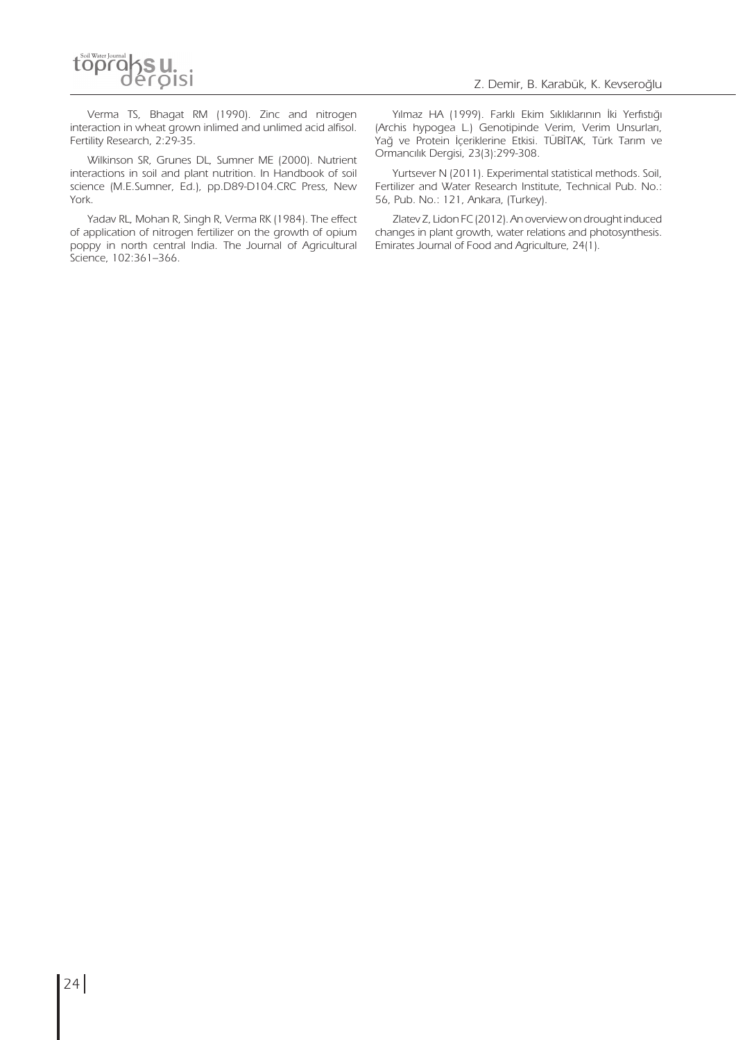Verma TS, Bhagat RM (1990). Zinc and nitrogen interaction in wheat grown inlimed and unlimed acid alfisol. Fertility Research, 2:29-35.

Wilkinson SR, Grunes DL, Sumner ME (2000). Nutrient interactions in soil and plant nutrition. In Handbook of soil science (M.E.Sumner, Ed.), pp.D89-D104.CRC Press, New York.

Yadav RL, Mohan R, Singh R, Verma RK (1984). The effect of application of nitrogen fertilizer on the growth of opium poppy in north central India. The Journal of Agricultural Science, 102:361–366.

Yılmaz HA (1999). Farklı Ekim Sıklıklarının İki Yerfıstığı (Archis hypogea L.) Genotipinde Verim, Verim Unsurları, Yağ ve Protein İçeriklerine Etkisi. TÜBİTAK, Türk Tarım ve Ormancılık Dergisi, 23(3):299-308.

Yurtsever N (2011). Experimental statistical methods. Soil, Fertilizer and Water Research Institute, Technical Pub. No.: 56, Pub. No.: 121, Ankara, (Turkey).

Zlatev Z, Lidon FC (2012). An overview on drought induced changes in plant growth, water relations and photosynthesis. Emirates Journal of Food and Agriculture, 24(1).